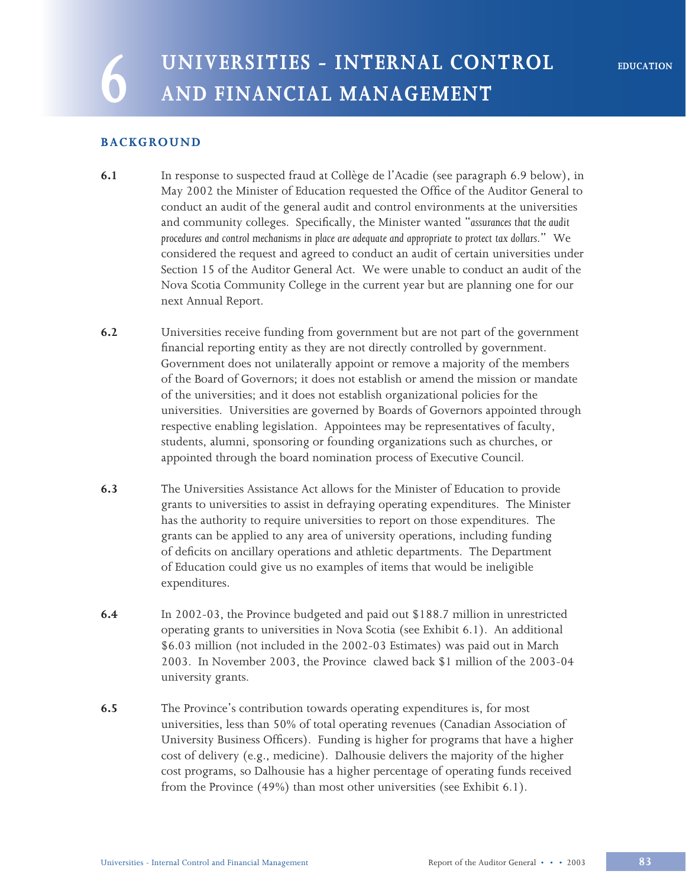# 6 UNIVERSITIES - INTERNAL CONTROL AND FINANCIAL MANAGEMENT

## BACKGROUND

**6.1** In response to suspected fraud at Collège de l'Acadie (see paragraph 6.9 below), in May 2002 the Minister of Education requested the Office of the Auditor General to conduct an audit of the general audit and control environments at the universities and community colleges. Specifically, the Minister wanted "*assurances that the audit procedures and control mechanisms in place are adequate and appropriate to protect tax dollars*." We considered the request and agreed to conduct an audit of certain universities under Section 15 of the Auditor General Act. We were unable to conduct an audit of the Nova Scotia Community College in the current year but are planning one for our next Annual Report.

**6.2** Universities receive funding from government but are not part of the government financial reporting entity as they are not directly controlled by government. Government does not unilaterally appoint or remove a majority of the members of the Board of Governors; it does not establish or amend the mission or mandate of the universities; and it does not establish organizational policies for the universities. Universities are governed by Boards of Governors appointed through respective enabling legislation. Appointees may be representatives of faculty, students, alumni, sponsoring or founding organizations such as churches, or appointed through the board nomination process of Executive Council.

**6.3** The Universities Assistance Act allows for the Minister of Education to provide grants to universities to assist in defraying operating expenditures. The Minister has the authority to require universities to report on those expenditures. The grants can be applied to any area of university operations, including funding of deficits on ancillary operations and athletic departments. The Department of Education could give us no examples of items that would be ineligible expenditures.

**6.4** In 2002-03, the Province budgeted and paid out $188.7 million in unrestricted operating grants to universities in Nova Scotia (see Exhibit 6.1). An additional $6.03 million (not included in the 2002-03 Estimates) was paid out in March 2003. In November 2003, the Province clawed back $1 million of the 2003-04 university grants.

**6.5** The Province's contribution towards operating expenditures is, for most universities, less than 50% of total operating revenues (Canadian Association of University Business Officers). Funding is higher for programs that have a higher cost of delivery (e.g., medicine). Dalhousie delivers the majority of the higher cost programs, so Dalhousie has a higher percentage of operating funds received from the Province (49%) than most other universities (see Exhibit 6.1).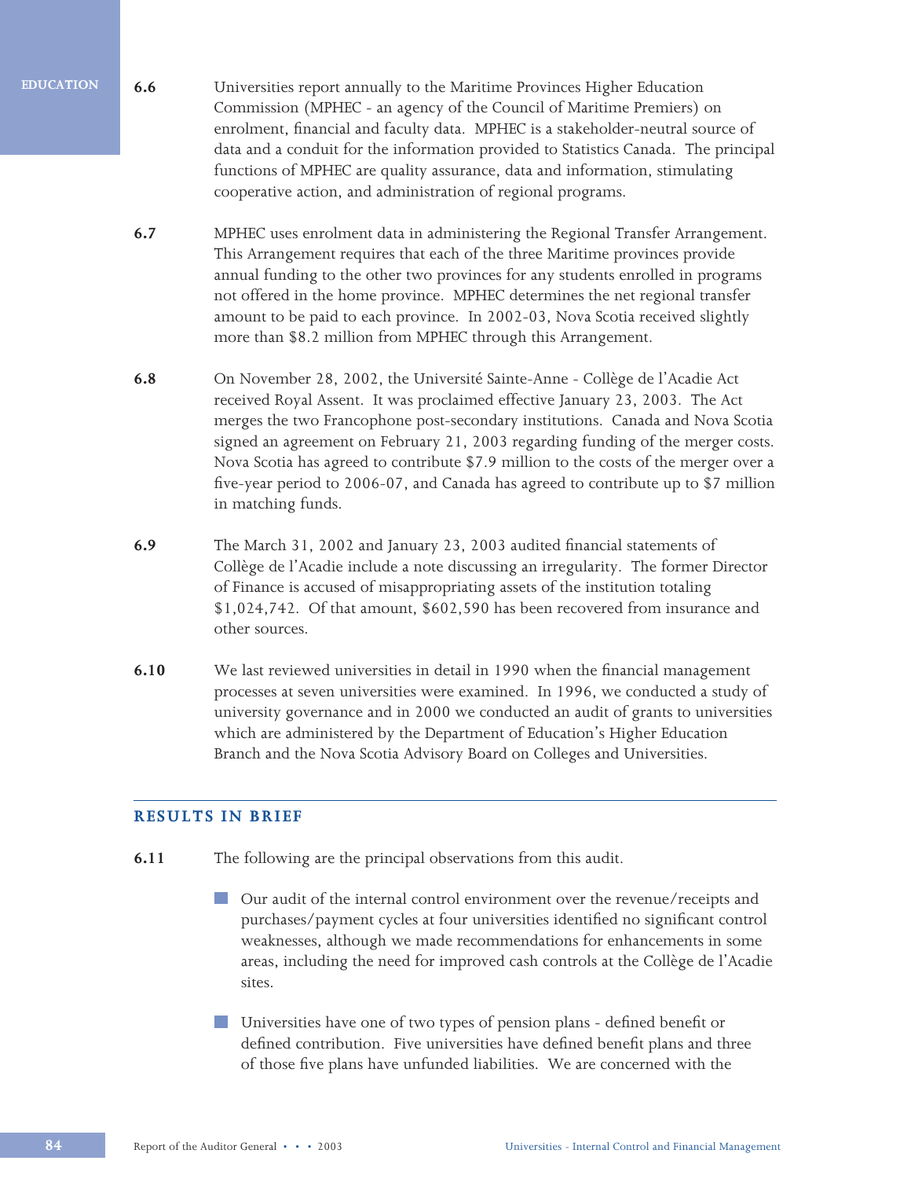**6.6** Universities report annually to the Maritime Provinces Higher Education Commission (MPHEC - an agency of the Council of Maritime Premiers) on enrolment, financial and faculty data. MPHEC is a stakeholder-neutral source of data and a conduit for the information provided to Statistics Canada. The principal functions of MPHEC are quality assurance, data and information, stimulating cooperative action, and administration of regional programs.

**6.7** MPHEC uses enrolment data in administering the Regional Transfer Arrangement. This Arrangement requires that each of the three Maritime provinces provide annual funding to the other two provinces for any students enrolled in programs not offered in the home province. MPHEC determines the net regional transfer amount to be paid to each province. In 2002-03, Nova Scotia received slightly more than $8.2 million from MPHEC through this Arrangement.

**6.8** On November 28, 2002, the Université Sainte-Anne - Collège de l'Acadie Act received Royal Assent. It was proclaimed effective January 23, 2003. The Act merges the two Francophone post-secondary institutions. Canada and Nova Scotia signed an agreement on February 21, 2003 regarding funding of the merger costs. Nova Scotia has agreed to contribute $7.9 million to the costs of the merger over a five-year period to 2006-07, and Canada has agreed to contribute up to $7 million in matching funds.

**6.9** The March 31, 2002 and January 23, 2003 audited financial statements of Collège de l'Acadie include a note discussing an irregularity. The former Director of Finance is accused of misappropriating assets of the institution totaling $1,024,742. Of that amount, $602,590 has been recovered from insurance and other sources.

**6.10** We last reviewed universities in detail in 1990 when the financial management processes at seven universities were examined. In 1996, we conducted a study of university governance and in 2000 we conducted an audit of grants to universities which are administered by the Department of Education's Higher Education Branch and the Nova Scotia Advisory Board on Colleges and Universities.

## RESULTS IN BRIEF

**6.11** The following are the principal observations from this audit.

- Our audit of the internal control environment over the revenue/receipts and purchases/payment cycles at four universities identified no significant control weaknesses, although we made recommendations for enhancements in some areas, including the need for improved cash controls at the Collège de l'Acadie sites.

- Universities have one of two types of pension plans - defined benefit or defined contribution. Five universities have defined benefit plans and three of those five plans have unfunded liabilities. We are concerned with the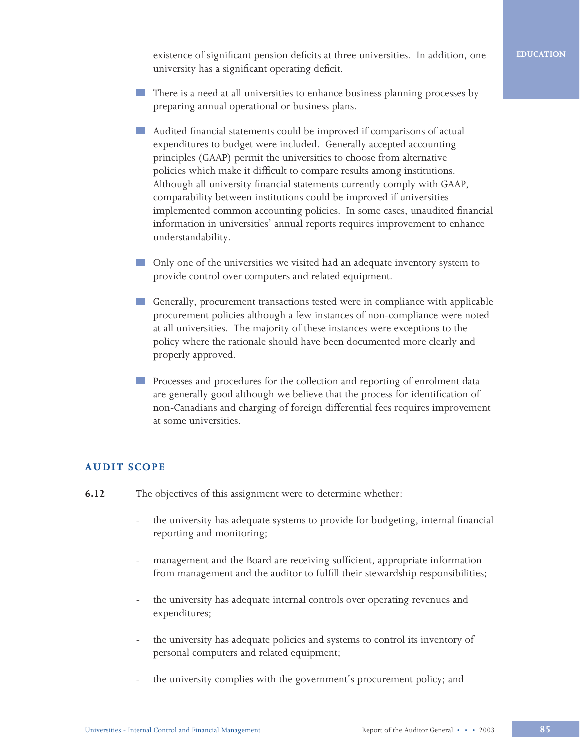existence of significant pension deficits at three universities. In addition, one university has a significant operating deficit.

- There is a need at all universities to enhance business planning processes by preparing annual operational or business plans.

- Audited financial statements could be improved if comparisons of actual expenditures to budget were included. Generally accepted accounting principles (GAAP) permit the universities to choose from alternative policies which make it difficult to compare results among institutions. Although all university financial statements currently comply with GAAP, comparability between institutions could be improved if universities implemented common accounting policies. In some cases, unaudited financial information in universities' annual reports requires improvement to enhance understandability.

- Only one of the universities we visited had an adequate inventory system to provide control over computers and related equipment.

- Generally, procurement transactions tested were in compliance with applicable procurement policies although a few instances of non-compliance were noted at all universities. The majority of these instances were exceptions to the policy where the rationale should have been documented more clearly and properly approved.

- Processes and procedures for the collection and reporting of enrolment data are generally good although we believe that the process for identification of non-Canadians and charging of foreign differential fees requires improvement at some universities.

## AUDIT SCOPE

**6.12** The objectives of this assignment were to determine whether:

- the university has adequate systems to provide for budgeting, internal financial reporting and monitoring;

- management and the Board are receiving sufficient, appropriate information from management and the auditor to fulfill their stewardship responsibilities;

- the university has adequate internal controls over operating revenues and expenditures;

- the university has adequate policies and systems to control its inventory of personal computers and related equipment;

- the university complies with the government's procurement policy; and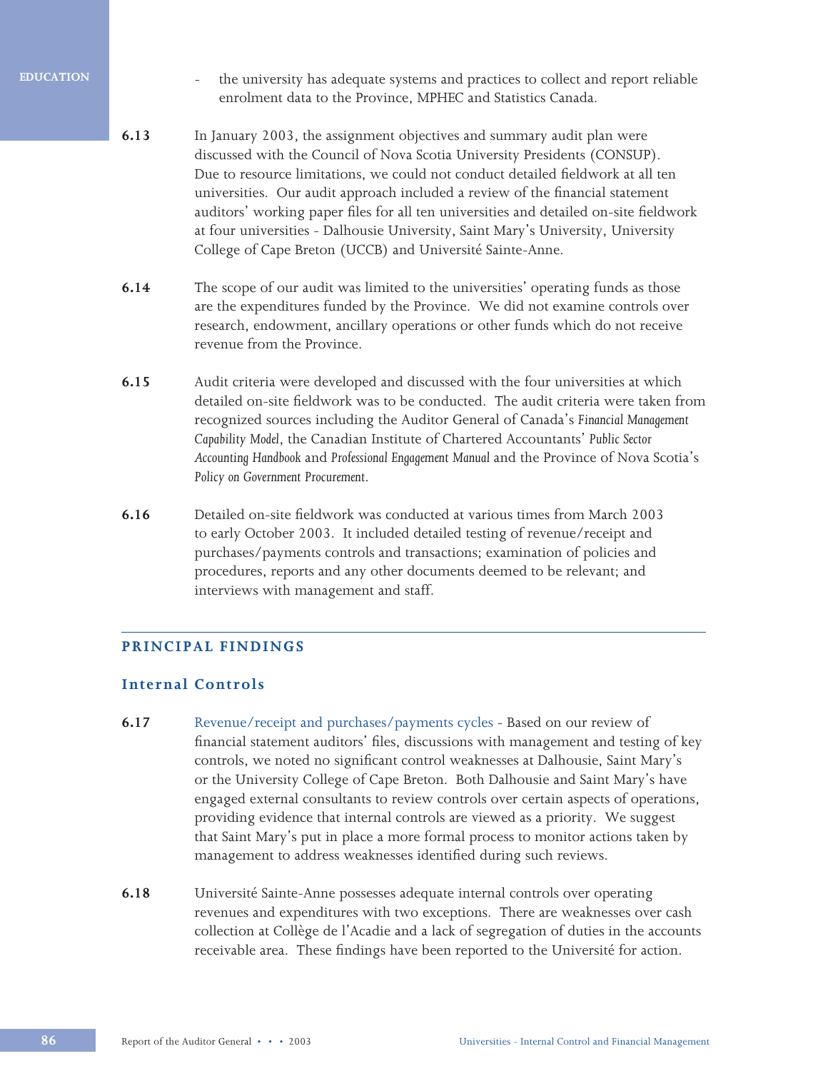- the university has adequate systems and practices to collect and report reliable enrolment data to the Province, MPHEC and Statistics Canada.

**6.13** In January 2003, the assignment objectives and summary audit plan were discussed with the Council of Nova Scotia University Presidents (CONSUP). Due to resource limitations, we could not conduct detailed fieldwork at all ten universities. Our audit approach included a review of the financial statement auditors' working paper files for all ten universities and detailed on-site fieldwork at four universities - Dalhousie University, Saint Mary's University, University College of Cape Breton (UCCB) and Université Sainte-Anne.

**6.14** The scope of our audit was limited to the universities' operating funds as those are the expenditures funded by the Province. We did not examine controls over research, endowment, ancillary operations or other funds which do not receive revenue from the Province.

**6.15** Audit criteria were developed and discussed with the four universities at which detailed on-site fieldwork was to be conducted. The audit criteria were taken from recognized sources including the Auditor General of Canada's *Financial Management Capability Model*, the Canadian Institute of Chartered Accountants' *Public Sector Accounting Handbook* and *Professional Engagement Manual* and the Province of Nova Scotia's *Policy on Government Procurement*.

**6.16** Detailed on-site fieldwork was conducted at various times from March 2003 to early October 2003. It included detailed testing of revenue/receipt and purchases/payments controls and transactions; examination of policies and procedures, reports and any other documents deemed to be relevant; and interviews with management and staff.

## PRINCIPAL FINDINGS

### Internal Controls

**6.17** Revenue/receipt and purchases/payments cycles - Based on our review of financial statement auditors' files, discussions with management and testing of key controls, we noted no significant control weaknesses at Dalhousie, Saint Mary's or the University College of Cape Breton. Both Dalhousie and Saint Mary's have engaged external consultants to review controls over certain aspects of operations, providing evidence that internal controls are viewed as a priority. We suggest that Saint Mary's put in place a more formal process to monitor actions taken by management to address weaknesses identified during such reviews.

**6.18** Université Sainte-Anne possesses adequate internal controls over operating revenues and expenditures with two exceptions. There are weaknesses over cash collection at Collège de l'Acadie and a lack of segregation of duties in the accounts receivable area. These findings have been reported to the Université for action.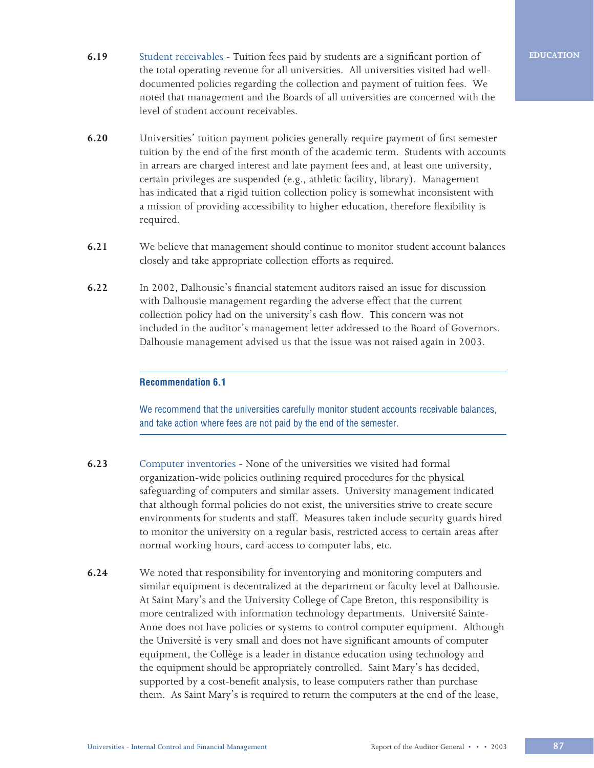**6.19** Student receivables - Tuition fees paid by students are a significant portion of the total operating revenue for all universities. All universities visited had well-documented policies regarding the collection and payment of tuition fees. We noted that management and the Boards of all universities are concerned with the level of student account receivables.

**6.20** Universities' tuition payment policies generally require payment of first semester tuition by the end of the first month of the academic term. Students with accounts in arrears are charged interest and late payment fees and, at least one university, certain privileges are suspended (e.g., athletic facility, library). Management has indicated that a rigid tuition collection policy is somewhat inconsistent with a mission of providing accessibility to higher education, therefore flexibility is required.

**6.21** We believe that management should continue to monitor student account balances closely and take appropriate collection efforts as required.

**6.22** In 2002, Dalhousie's financial statement auditors raised an issue for discussion with Dalhousie management regarding the adverse effect that the current collection policy had on the university's cash flow. This concern was not included in the auditor's management letter addressed to the Board of Governors. Dalhousie management advised us that the issue was not raised again in 2003.

---

**Recommendation 6.1**

We recommend that the universities carefully monitor student accounts receivable balances, and take action where fees are not paid by the end of the semester.

---

**6.23** Computer inventories - None of the universities we visited had formal organization-wide policies outlining required procedures for the physical safeguarding of computers and similar assets. University management indicated that although formal policies do not exist, the universities strive to create secure environments for students and staff. Measures taken include security guards hired to monitor the university on a regular basis, restricted access to certain areas after normal working hours, card access to computer labs, etc.

**6.24** We noted that responsibility for inventorying and monitoring computers and similar equipment is decentralized at the department or faculty level at Dalhousie. At Saint Mary's and the University College of Cape Breton, this responsibility is more centralized with information technology departments. Université Sainte-Anne does not have policies or systems to control computer equipment. Although the Université is very small and does not have significant amounts of computer equipment, the Collège is a leader in distance education using technology and the equipment should be appropriately controlled. Saint Mary's has decided, supported by a cost-benefit analysis, to lease computers rather than purchase them. As Saint Mary's is required to return the computers at the end of the lease,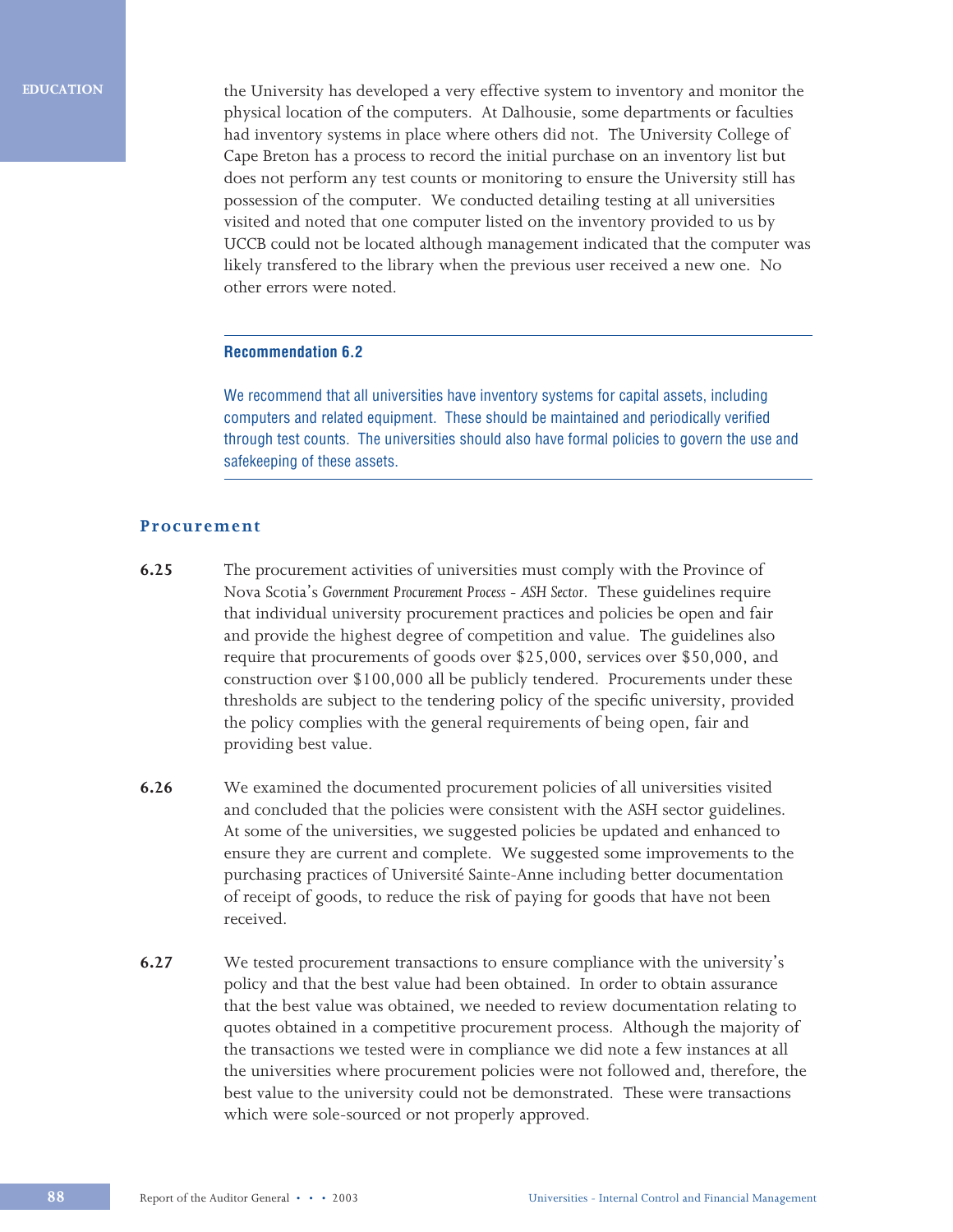the University has developed a very effective system to inventory and monitor the physical location of the computers. At Dalhousie, some departments or faculties had inventory systems in place where others did not. The University College of Cape Breton has a process to record the initial purchase on an inventory list but does not perform any test counts or monitoring to ensure the University still has possession of the computer. We conducted detailing testing at all universities visited and noted that one computer listed on the inventory provided to us by UCCB could not be located although management indicated that the computer was likely transfered to the library when the previous user received a new one. No other errors were noted.

---

**Recommendation 6.2**

We recommend that all universities have inventory systems for capital assets, including computers and related equipment. These should be maintained and periodically verified through test counts. The universities should also have formal policies to govern the use and safekeeping of these assets.

---

## Procurement

**6.25** The procurement activities of universities must comply with the Province of Nova Scotia's *Government Procurement Process - ASH Sector*. These guidelines require that individual university procurement practices and policies be open and fair and provide the highest degree of competition and value. The guidelines also require that procurements of goods over $25,000, services over $50,000, and construction over $100,000 all be publicly tendered. Procurements under these thresholds are subject to the tendering policy of the specific university, provided the policy complies with the general requirements of being open, fair and providing best value.

**6.26** We examined the documented procurement policies of all universities visited and concluded that the policies were consistent with the ASH sector guidelines. At some of the universities, we suggested policies be updated and enhanced to ensure they are current and complete. We suggested some improvements to the purchasing practices of Université Sainte-Anne including better documentation of receipt of goods, to reduce the risk of paying for goods that have not been received.

**6.27** We tested procurement transactions to ensure compliance with the university's policy and that the best value had been obtained. In order to obtain assurance that the best value was obtained, we needed to review documentation relating to quotes obtained in a competitive procurement process. Although the majority of the transactions we tested were in compliance we did note a few instances at all the universities where procurement policies were not followed and, therefore, the best value to the university could not be demonstrated. These were transactions which were sole-sourced or not properly approved.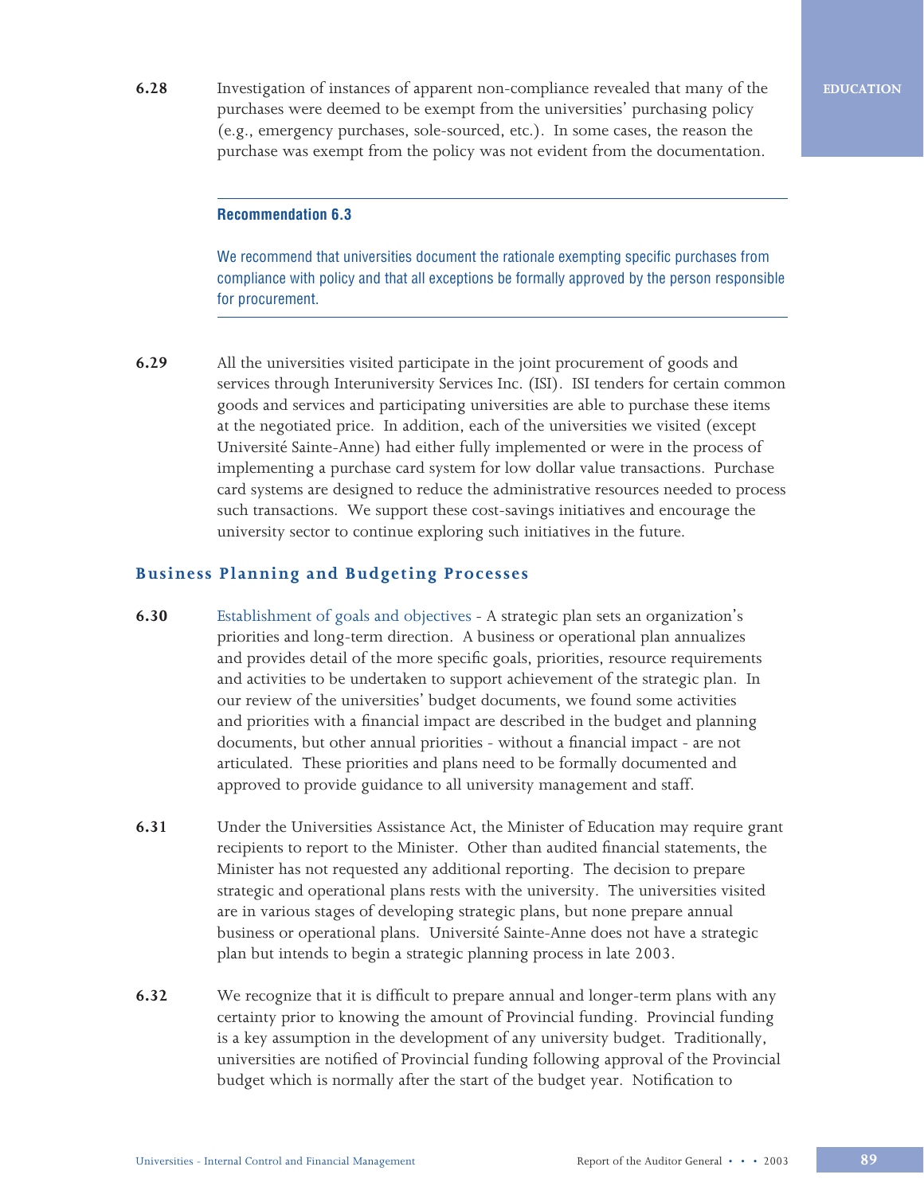**6.28** Investigation of instances of apparent non-compliance revealed that many of the purchases were deemed to be exempt from the universities' purchasing policy (e.g., emergency purchases, sole-sourced, etc.). In some cases, the reason the purchase was exempt from the policy was not evident from the documentation.

---

**Recommendation 6.3**

We recommend that universities document the rationale exempting specific purchases from compliance with policy and that all exceptions be formally approved by the person responsible for procurement.

---

**6.29** All the universities visited participate in the joint procurement of goods and services through Interuniversity Services Inc. (ISI). ISI tenders for certain common goods and services and participating universities are able to purchase these items at the negotiated price. In addition, each of the universities we visited (except Université Sainte-Anne) had either fully implemented or were in the process of implementing a purchase card system for low dollar value transactions. Purchase card systems are designed to reduce the administrative resources needed to process such transactions. We support these cost-savings initiatives and encourage the university sector to continue exploring such initiatives in the future.

## Business Planning and Budgeting Processes

**6.30** Establishment of goals and objectives - A strategic plan sets an organization's priorities and long-term direction. A business or operational plan annualizes and provides detail of the more specific goals, priorities, resource requirements and activities to be undertaken to support achievement of the strategic plan. In our review of the universities' budget documents, we found some activities and priorities with a financial impact are described in the budget and planning documents, but other annual priorities - without a financial impact - are not articulated. These priorities and plans need to be formally documented and approved to provide guidance to all university management and staff.

**6.31** Under the Universities Assistance Act, the Minister of Education may require grant recipients to report to the Minister. Other than audited financial statements, the Minister has not requested any additional reporting. The decision to prepare strategic and operational plans rests with the university. The universities visited are in various stages of developing strategic plans, but none prepare annual business or operational plans. Université Sainte-Anne does not have a strategic plan but intends to begin a strategic planning process in late 2003.

**6.32** We recognize that it is difficult to prepare annual and longer-term plans with any certainty prior to knowing the amount of Provincial funding. Provincial funding is a key assumption in the development of any university budget. Traditionally, universities are notified of Provincial funding following approval of the Provincial budget which is normally after the start of the budget year. Notification to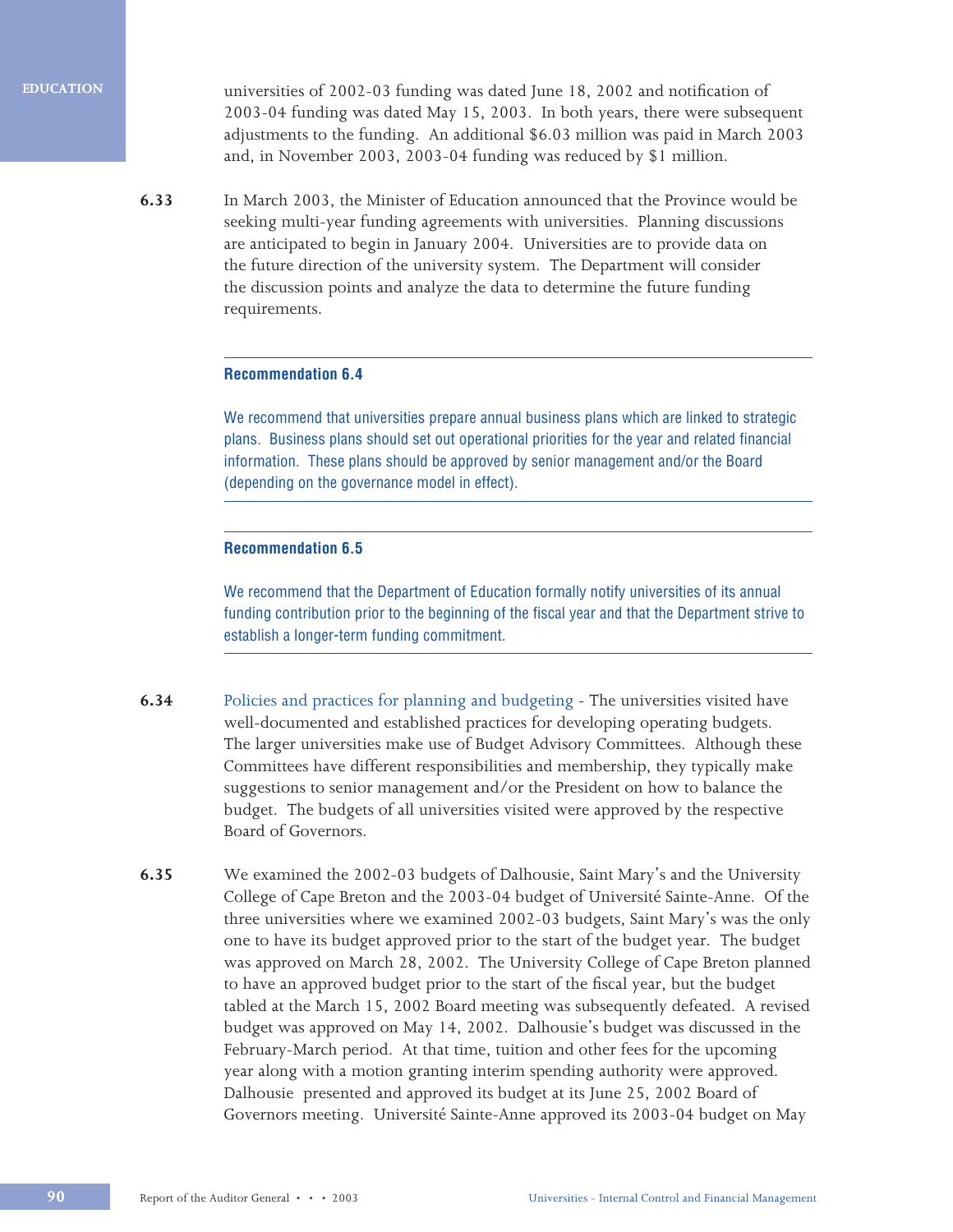universities of 2002-03 funding was dated June 18, 2002 and notification of 2003-04 funding was dated May 15, 2003. In both years, there were subsequent adjustments to the funding. An additional $6.03 million was paid in March 2003 and, in November 2003, 2003-04 funding was reduced by $1 million.

**6.33** In March 2003, the Minister of Education announced that the Province would be seeking multi-year funding agreements with universities. Planning discussions are anticipated to begin in January 2004. Universities are to provide data on the future direction of the university system. The Department will consider the discussion points and analyze the data to determine the future funding requirements.

---

**Recommendation 6.4**

We recommend that universities prepare annual business plans which are linked to strategic plans. Business plans should set out operational priorities for the year and related financial information. These plans should be approved by senior management and/or the Board (depending on the governance model in effect).

---

**Recommendation 6.5**

We recommend that the Department of Education formally notify universities of its annual funding contribution prior to the beginning of the fiscal year and that the Department strive to establish a longer-term funding commitment.

---

**6.34** Policies and practices for planning and budgeting - The universities visited have well-documented and established practices for developing operating budgets. The larger universities make use of Budget Advisory Committees. Although these Committees have different responsibilities and membership, they typically make suggestions to senior management and/or the President on how to balance the budget. The budgets of all universities visited were approved by the respective Board of Governors.

**6.35** We examined the 2002-03 budgets of Dalhousie, Saint Mary's and the University College of Cape Breton and the 2003-04 budget of Université Sainte-Anne. Of the three universities where we examined 2002-03 budgets, Saint Mary's was the only one to have its budget approved prior to the start of the budget year. The budget was approved on March 28, 2002. The University College of Cape Breton planned to have an approved budget prior to the start of the fiscal year, but the budget tabled at the March 15, 2002 Board meeting was subsequently defeated. A revised budget was approved on May 14, 2002. Dalhousie's budget was discussed in the February-March period. At that time, tuition and other fees for the upcoming year along with a motion granting interim spending authority were approved. Dalhousie presented and approved its budget at its June 25, 2002 Board of Governors meeting. Université Sainte-Anne approved its 2003-04 budget on May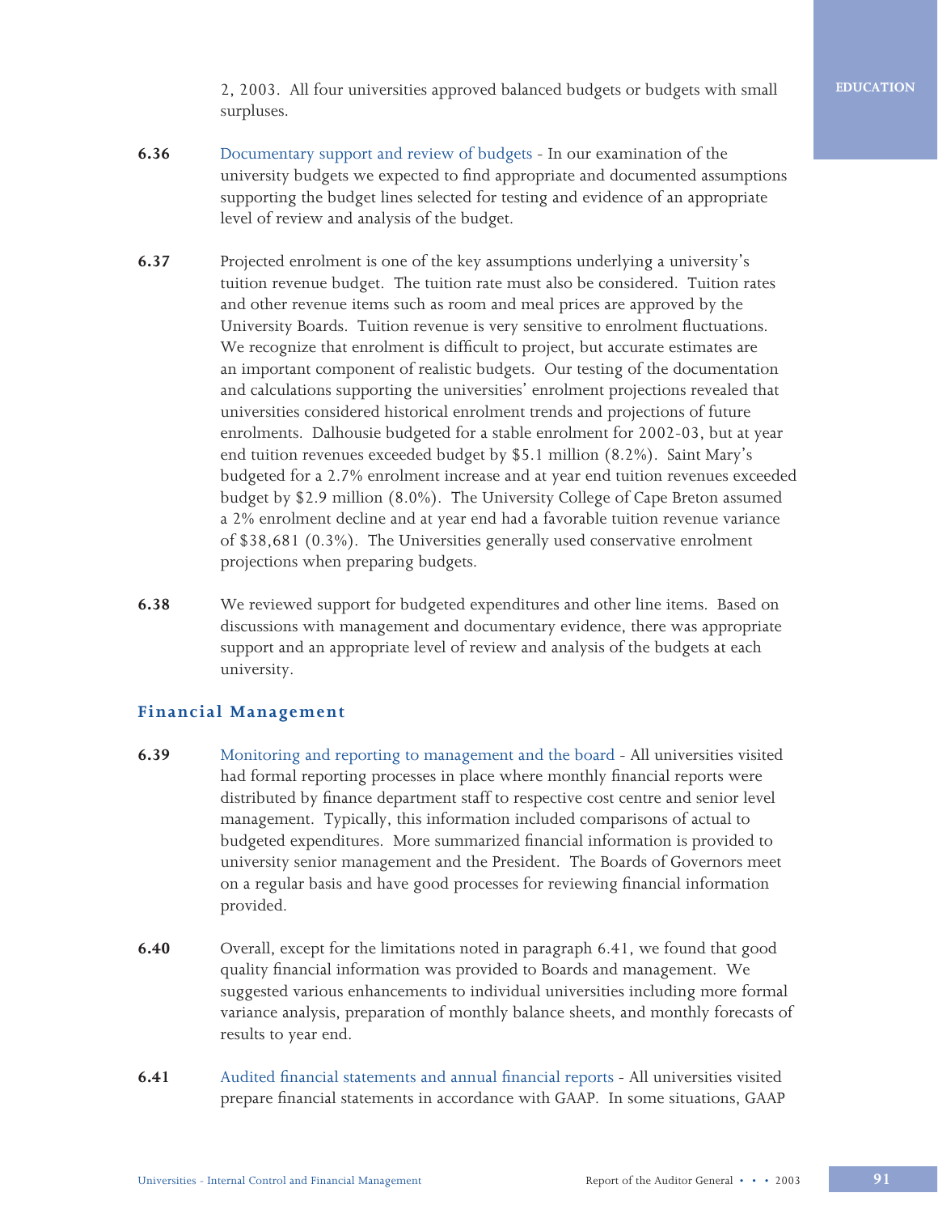2, 2003. All four universities approved balanced budgets or budgets with small surpluses.

**6.36** Documentary support and review of budgets - In our examination of the university budgets we expected to find appropriate and documented assumptions supporting the budget lines selected for testing and evidence of an appropriate level of review and analysis of the budget.

**6.37** Projected enrolment is one of the key assumptions underlying a university's tuition revenue budget. The tuition rate must also be considered. Tuition rates and other revenue items such as room and meal prices are approved by the University Boards. Tuition revenue is very sensitive to enrolment fluctuations. We recognize that enrolment is difficult to project, but accurate estimates are an important component of realistic budgets. Our testing of the documentation and calculations supporting the universities' enrolment projections revealed that universities considered historical enrolment trends and projections of future enrolments. Dalhousie budgeted for a stable enrolment for 2002-03, but at year end tuition revenues exceeded budget by $5.1 million (8.2%). Saint Mary's budgeted for a 2.7% enrolment increase and at year end tuition revenues exceeded budget by $2.9 million (8.0%). The University College of Cape Breton assumed a 2% enrolment decline and at year end had a favorable tuition revenue variance of $38,681 (0.3%). The Universities generally used conservative enrolment projections when preparing budgets.

**6.38** We reviewed support for budgeted expenditures and other line items. Based on discussions with management and documentary evidence, there was appropriate support and an appropriate level of review and analysis of the budgets at each university.

## Financial Management

**6.39** Monitoring and reporting to management and the board - All universities visited had formal reporting processes in place where monthly financial reports were distributed by finance department staff to respective cost centre and senior level management. Typically, this information included comparisons of actual to budgeted expenditures. More summarized financial information is provided to university senior management and the President. The Boards of Governors meet on a regular basis and have good processes for reviewing financial information provided.

**6.40** Overall, except for the limitations noted in paragraph 6.41, we found that good quality financial information was provided to Boards and management. We suggested various enhancements to individual universities including more formal variance analysis, preparation of monthly balance sheets, and monthly forecasts of results to year end.

**6.41** Audited financial statements and annual financial reports - All universities visited prepare financial statements in accordance with GAAP. In some situations, GAAP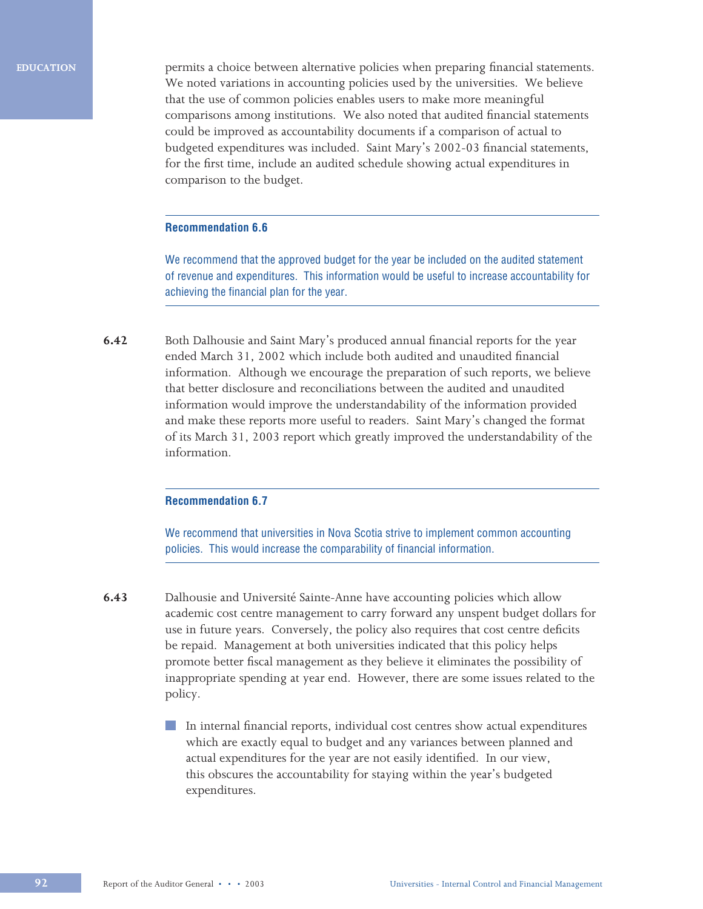permits a choice between alternative policies when preparing financial statements. We noted variations in accounting policies used by the universities. We believe that the use of common policies enables users to make more meaningful comparisons among institutions. We also noted that audited financial statements could be improved as accountability documents if a comparison of actual to budgeted expenditures was included. Saint Mary's 2002-03 financial statements, for the first time, include an audited schedule showing actual expenditures in comparison to the budget.

---

**Recommendation 6.6**

We recommend that the approved budget for the year be included on the audited statement of revenue and expenditures. This information would be useful to increase accountability for achieving the financial plan for the year.

---

**6.42** Both Dalhousie and Saint Mary's produced annual financial reports for the year ended March 31, 2002 which include both audited and unaudited financial information. Although we encourage the preparation of such reports, we believe that better disclosure and reconciliations between the audited and unaudited information would improve the understandability of the information provided and make these reports more useful to readers. Saint Mary's changed the format of its March 31, 2003 report which greatly improved the understandability of the information.

---

**Recommendation 6.7**

We recommend that universities in Nova Scotia strive to implement common accounting policies. This would increase the comparability of financial information.

---

**6.43** Dalhousie and Université Sainte-Anne have accounting policies which allow academic cost centre management to carry forward any unspent budget dollars for use in future years. Conversely, the policy also requires that cost centre deficits be repaid. Management at both universities indicated that this policy helps promote better fiscal management as they believe it eliminates the possibility of inappropriate spending at year end. However, there are some issues related to the policy.

- In internal financial reports, individual cost centres show actual expenditures which are exactly equal to budget and any variances between planned and actual expenditures for the year are not easily identified. In our view, this obscures the accountability for staying within the year's budgeted expenditures.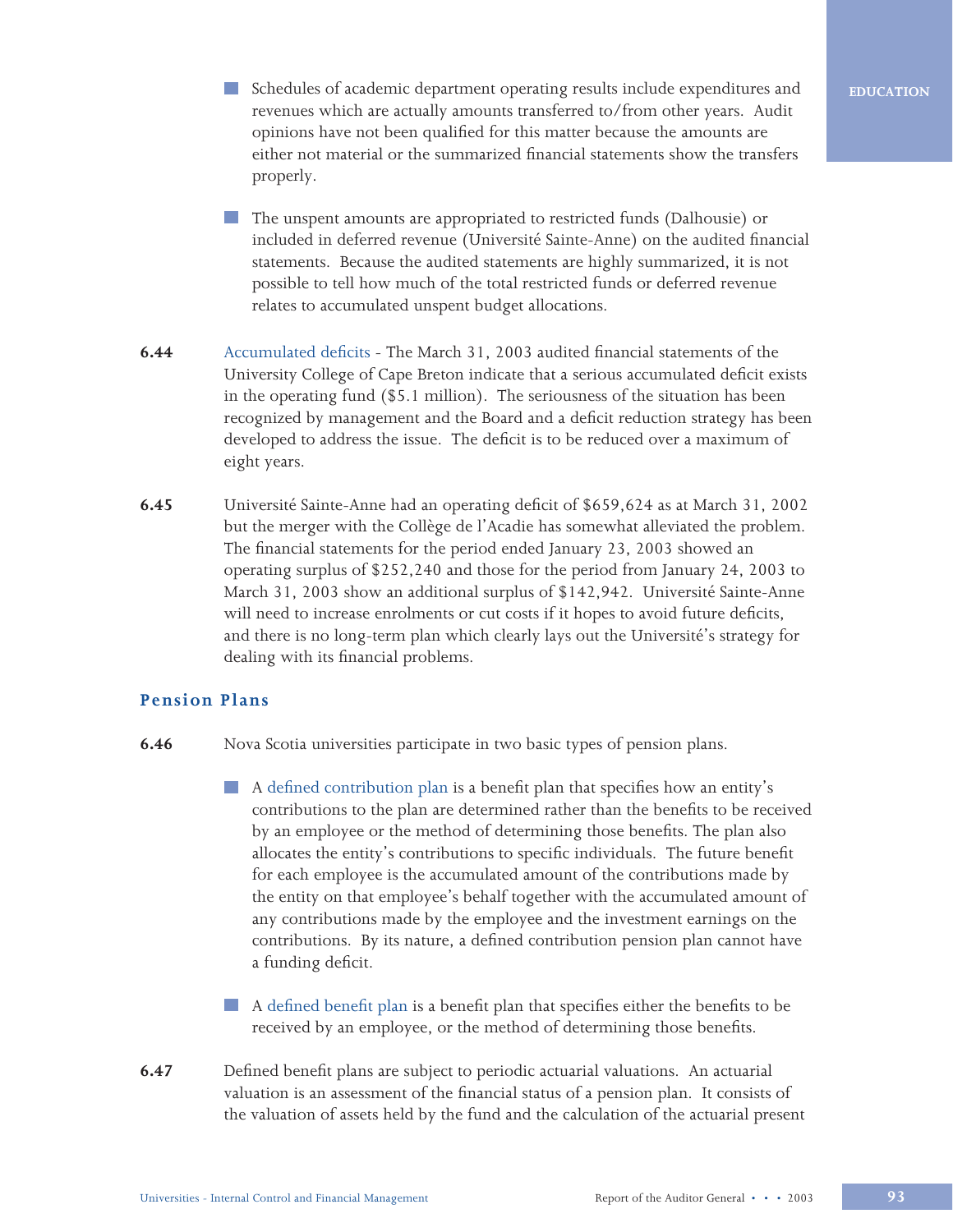- Schedules of academic department operating results include expenditures and revenues which are actually amounts transferred to/from other years. Audit opinions have not been qualified for this matter because the amounts are either not material or the summarized financial statements show the transfers properly.

- The unspent amounts are appropriated to restricted funds (Dalhousie) or included in deferred revenue (Université Sainte-Anne) on the audited financial statements. Because the audited statements are highly summarized, it is not possible to tell how much of the total restricted funds or deferred revenue relates to accumulated unspent budget allocations.

**6.44** Accumulated deficits - The March 31, 2003 audited financial statements of the University College of Cape Breton indicate that a serious accumulated deficit exists in the operating fund ($5.1 million). The seriousness of the situation has been recognized by management and the Board and a deficit reduction strategy has been developed to address the issue. The deficit is to be reduced over a maximum of eight years.

**6.45** Université Sainte-Anne had an operating deficit of $659,624 as at March 31, 2002 but the merger with the Collège de l'Acadie has somewhat alleviated the problem. The financial statements for the period ended January 23, 2003 showed an operating surplus of $252,240 and those for the period from January 24, 2003 to March 31, 2003 show an additional surplus of $142,942. Université Sainte-Anne will need to increase enrolments or cut costs if it hopes to avoid future deficits, and there is no long-term plan which clearly lays out the Université's strategy for dealing with its financial problems.

## Pension Plans

**6.46** Nova Scotia universities participate in two basic types of pension plans.

- A defined contribution plan is a benefit plan that specifies how an entity's contributions to the plan are determined rather than the benefits to be received by an employee or the method of determining those benefits. The plan also allocates the entity's contributions to specific individuals. The future benefit for each employee is the accumulated amount of the contributions made by the entity on that employee's behalf together with the accumulated amount of any contributions made by the employee and the investment earnings on the contributions. By its nature, a defined contribution pension plan cannot have a funding deficit.

- A defined benefit plan is a benefit plan that specifies either the benefits to be received by an employee, or the method of determining those benefits.

**6.47** Defined benefit plans are subject to periodic actuarial valuations. An actuarial valuation is an assessment of the financial status of a pension plan. It consists of the valuation of assets held by the fund and the calculation of the actuarial present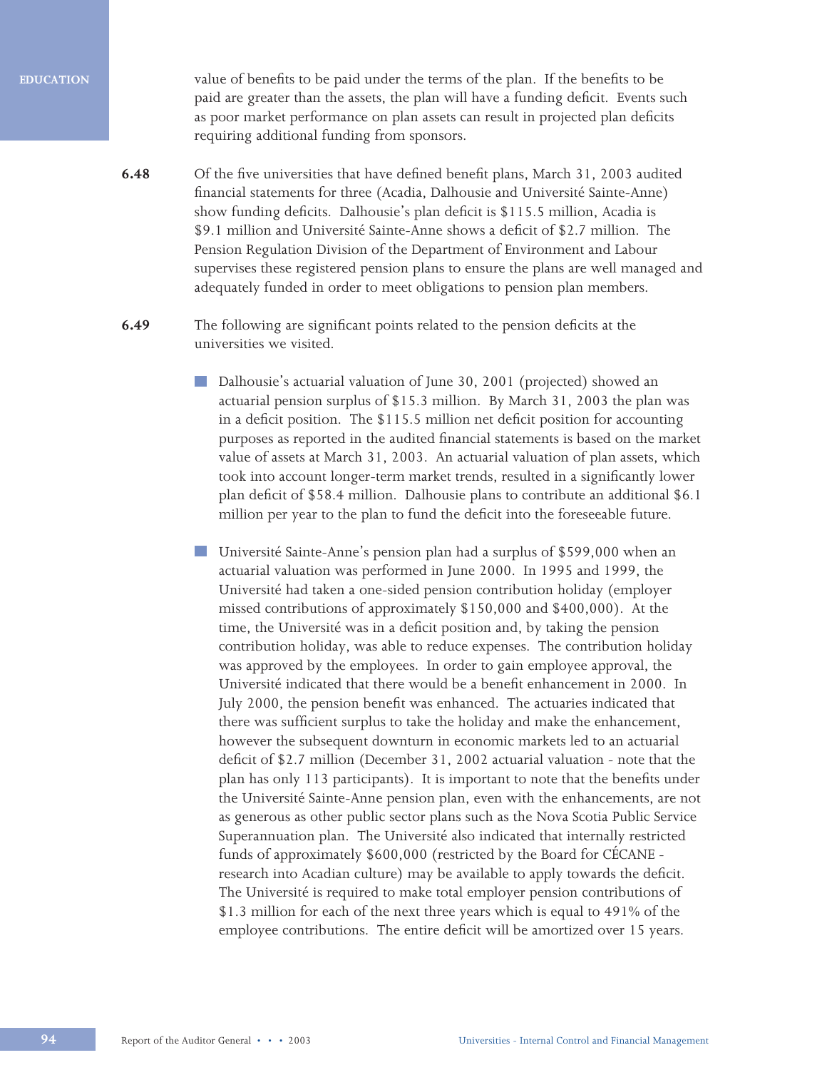value of benefits to be paid under the terms of the plan. If the benefits to be paid are greater than the assets, the plan will have a funding deficit. Events such as poor market performance on plan assets can result in projected plan deficits requiring additional funding from sponsors.

**6.48** Of the five universities that have defined benefit plans, March 31, 2003 audited financial statements for three (Acadia, Dalhousie and Université Sainte-Anne) show funding deficits. Dalhousie's plan deficit is $115.5 million, Acadia is $9.1 million and Université Sainte-Anne shows a deficit of $2.7 million. The Pension Regulation Division of the Department of Environment and Labour supervises these registered pension plans to ensure the plans are well managed and adequately funded in order to meet obligations to pension plan members.

**6.49** The following are significant points related to the pension deficits at the universities we visited.

- Dalhousie's actuarial valuation of June 30, 2001 (projected) showed an actuarial pension surplus of $15.3 million. By March 31, 2003 the plan was in a deficit position. The $115.5 million net deficit position for accounting purposes as reported in the audited financial statements is based on the market value of assets at March 31, 2003. An actuarial valuation of plan assets, which took into account longer-term market trends, resulted in a significantly lower plan deficit of $58.4 million. Dalhousie plans to contribute an additional $6.1 million per year to the plan to fund the deficit into the foreseeable future.

- Université Sainte-Anne's pension plan had a surplus of $599,000 when an actuarial valuation was performed in June 2000. In 1995 and 1999, the Université had taken a one-sided pension contribution holiday (employer missed contributions of approximately $150,000 and $400,000). At the time, the Université was in a deficit position and, by taking the pension contribution holiday, was able to reduce expenses. The contribution holiday was approved by the employees. In order to gain employee approval, the Université indicated that there would be a benefit enhancement in 2000. In July 2000, the pension benefit was enhanced. The actuaries indicated that there was sufficient surplus to take the holiday and make the enhancement, however the subsequent downturn in economic markets led to an actuarial deficit of $2.7 million (December 31, 2002 actuarial valuation - note that the plan has only 113 participants). It is important to note that the benefits under the Université Sainte-Anne pension plan, even with the enhancements, are not as generous as other public sector plans such as the Nova Scotia Public Service Superannuation plan. The Université also indicated that internally restricted funds of approximately $600,000 (restricted by the Board for CÉCANE - research into Acadian culture) may be available to apply towards the deficit. The Université is required to make total employer pension contributions of $1.3 million for each of the next three years which is equal to 491% of the employee contributions. The entire deficit will be amortized over 15 years.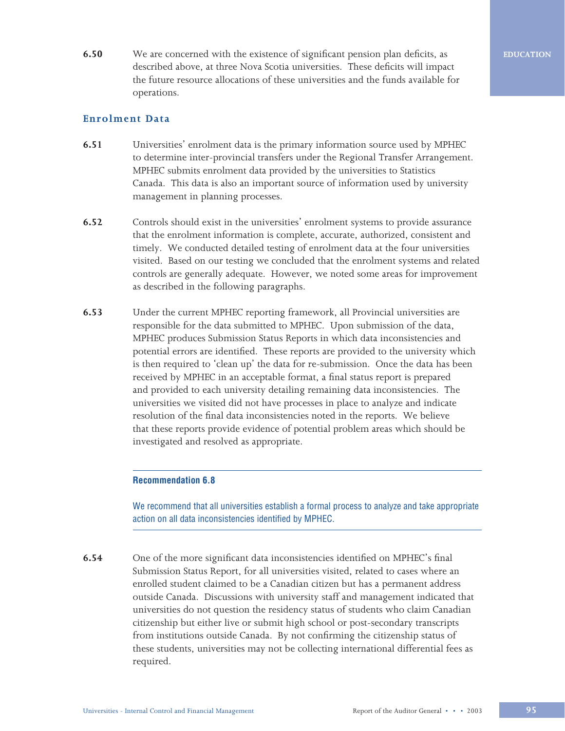**6.50** We are concerned with the existence of significant pension plan deficits, as described above, at three Nova Scotia universities. These deficits will impact the future resource allocations of these universities and the funds available for operations.

## Enrolment Data

**6.51** Universities' enrolment data is the primary information source used by MPHEC to determine inter-provincial transfers under the Regional Transfer Arrangement. MPHEC submits enrolment data provided by the universities to Statistics Canada. This data is also an important source of information used by university management in planning processes.

**6.52** Controls should exist in the universities' enrolment systems to provide assurance that the enrolment information is complete, accurate, authorized, consistent and timely. We conducted detailed testing of enrolment data at the four universities visited. Based on our testing we concluded that the enrolment systems and related controls are generally adequate. However, we noted some areas for improvement as described in the following paragraphs.

**6.53** Under the current MPHEC reporting framework, all Provincial universities are responsible for the data submitted to MPHEC. Upon submission of the data, MPHEC produces Submission Status Reports in which data inconsistencies and potential errors are identified. These reports are provided to the university which is then required to 'clean up' the data for re-submission. Once the data has been received by MPHEC in an acceptable format, a final status report is prepared and provided to each university detailing remaining data inconsistencies. The universities we visited did not have processes in place to analyze and indicate resolution of the final data inconsistencies noted in the reports. We believe that these reports provide evidence of potential problem areas which should be investigated and resolved as appropriate.

---

**Recommendation 6.8**

We recommend that all universities establish a formal process to analyze and take appropriate action on all data inconsistencies identified by MPHEC.

---

**6.54** One of the more significant data inconsistencies identified on MPHEC's final Submission Status Report, for all universities visited, related to cases where an enrolled student claimed to be a Canadian citizen but has a permanent address outside Canada. Discussions with university staff and management indicated that universities do not question the residency status of students who claim Canadian citizenship but either live or submit high school or post-secondary transcripts from institutions outside Canada. By not confirming the citizenship status of these students, universities may not be collecting international differential fees as required.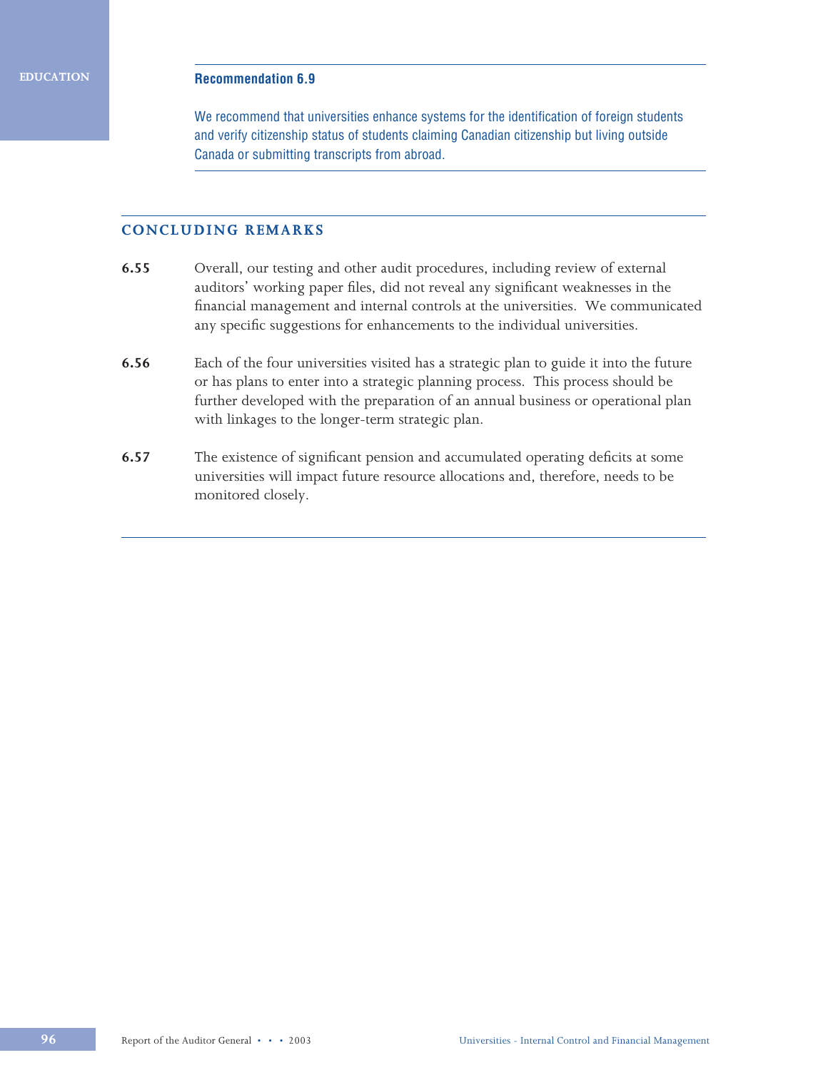**Recommendation 6.9**

We recommend that universities enhance systems for the identification of foreign students and verify citizenship status of students claiming Canadian citizenship but living outside Canada or submitting transcripts from abroad.

## CONCLUDING REMARKS

**6.55** Overall, our testing and other audit procedures, including review of external auditors' working paper files, did not reveal any significant weaknesses in the financial management and internal controls at the universities. We communicated any specific suggestions for enhancements to the individual universities.

**6.56** Each of the four universities visited has a strategic plan to guide it into the future or has plans to enter into a strategic planning process. This process should be further developed with the preparation of an annual business or operational plan with linkages to the longer-term strategic plan.

**6.57** The existence of significant pension and accumulated operating deficits at some universities will impact future resource allocations and, therefore, needs to be monitored closely.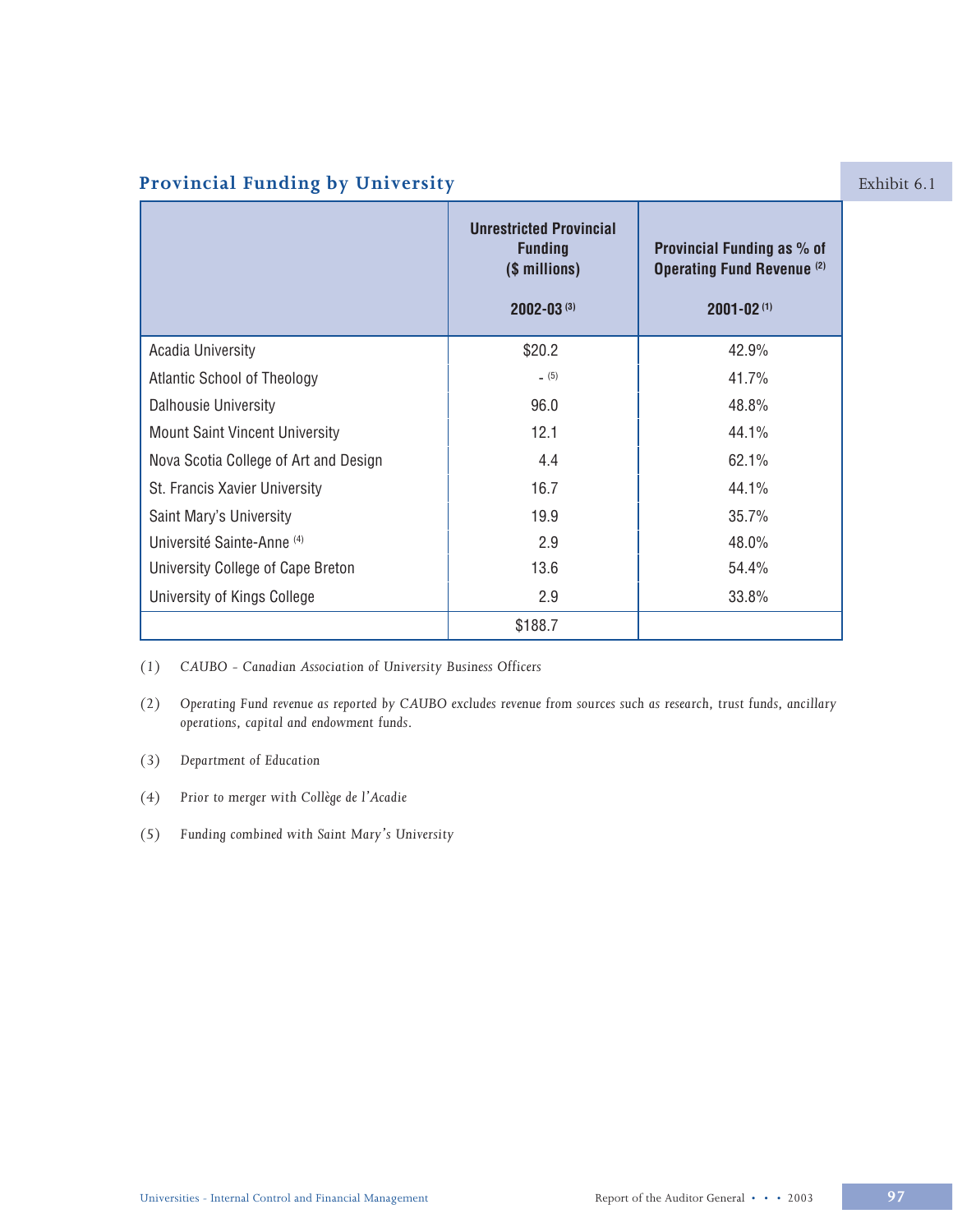## Provincial Funding by University

Exhibit 6.1

| | Unrestricted Provincial Funding ($ millions) 2002-03 [3] | Provincial Funding as % of Operating Fund Revenue [2] 2001-02 [1] |
|---|---|---|
| Acadia University | $20.2 | 42.9% |
| Atlantic School of Theology | - [5] | 41.7% |
| Dalhousie University | 96.0 | 48.8% |
| Mount Saint Vincent University | 12.1 | 44.1% |
| Nova Scotia College of Art and Design | 4.4 | 62.1% |
| St. Francis Xavier University | 16.7 | 44.1% |
| Saint Mary's University | 19.9 | 35.7% |
| Université Sainte-Anne [4] | 2.9 | 48.0% |
| University College of Cape Breton | 13.6 | 54.4% |
| University of Kings College | 2.9 | 33.8% |
| | $188.7 | |

(1) *CAUBO - Canadian Association of University Business Officers*

(2) *Operating Fund revenue as reported by CAUBO excludes revenue from sources such as research, trust funds, ancillary operations, capital and endowment funds.*

(3) *Department of Education*

(4) *Prior to merger with Collège de l'Acadie*

(5) *Funding combined with Saint Mary's University*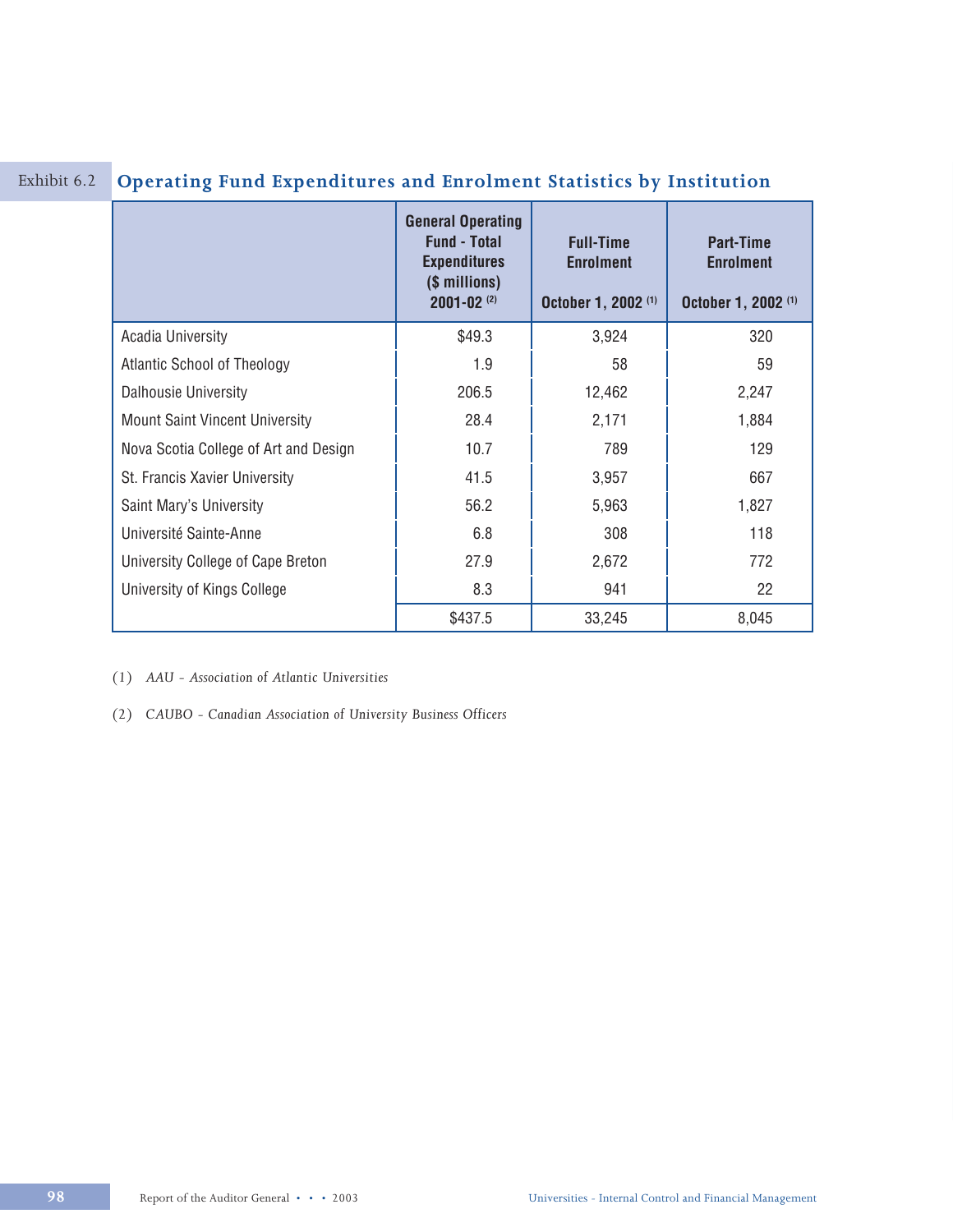Exhibit 6.2 **Operating Fund Expenditures and Enrolment Statistics by Institution**

| | General Operating Fund - Total Expenditures ($ millions) 2001-02 (2) | Full-Time Enrolment October 1, 2002 (1) | Part-Time Enrolment October 1, 2002 (1) |
|---|---|---|---|
| Acadia University | $49.3 | 3,924 | 320 |
| Atlantic School of Theology | 1.9 | 58 | 59 |
| Dalhousie University | 206.5 | 12,462 | 2,247 |
| Mount Saint Vincent University | 28.4 | 2,171 | 1,884 |
| Nova Scotia College of Art and Design | 10.7 | 789 | 129 |
| St. Francis Xavier University | 41.5 | 3,957 | 667 |
| Saint Mary's University | 56.2 | 5,963 | 1,827 |
| Université Sainte-Anne | 6.8 | 308 | 118 |
| University College of Cape Breton | 27.9 | 2,672 | 772 |
| University of Kings College | 8.3 | 941 | 22 |
| | $437.5 | 33,245 | 8,045 |

(1) *AAU - Association of Atlantic Universities*

(2) *CAUBO - Canadian Association of University Business Officers*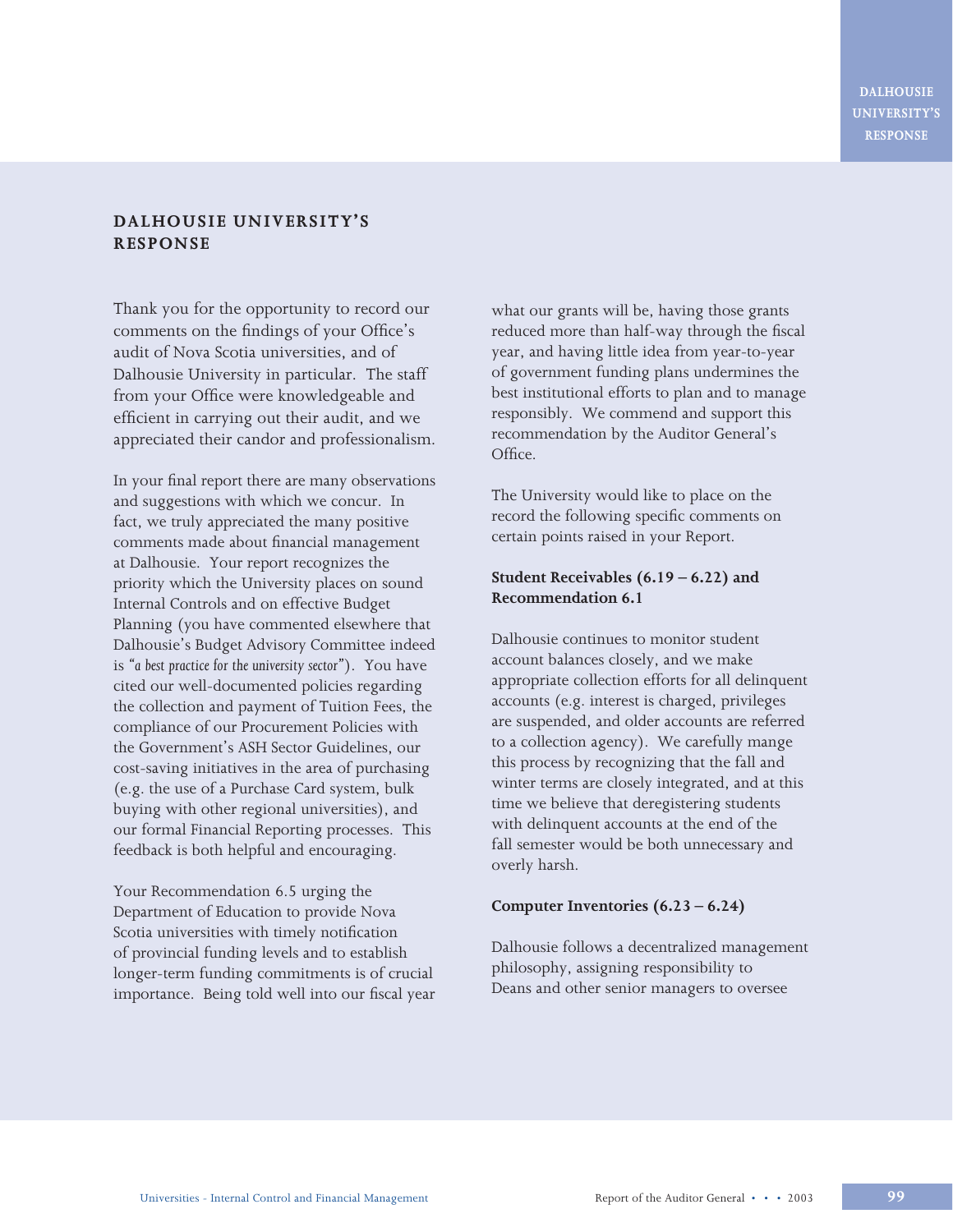## DALHOUSIE UNIVERSITY'S RESPONSE

Thank you for the opportunity to record our comments on the findings of your Office's audit of Nova Scotia universities, and of Dalhousie University in particular. The staff from your Office were knowledgeable and efficient in carrying out their audit, and we appreciated their candor and professionalism.

In your final report there are many observations and suggestions with which we concur. In fact, we truly appreciated the many positive comments made about financial management at Dalhousie. Your report recognizes the priority which the University places on sound Internal Controls and on effective Budget Planning (you have commented elsewhere that Dalhousie's Budget Advisory Committee indeed is *"a best practice for the university sector"*). You have cited our well-documented policies regarding the collection and payment of Tuition Fees, the compliance of our Procurement Policies with the Government's ASH Sector Guidelines, our cost-saving initiatives in the area of purchasing (e.g. the use of a Purchase Card system, bulk buying with other regional universities), and our formal Financial Reporting processes. This feedback is both helpful and encouraging.

Your Recommendation 6.5 urging the Department of Education to provide Nova Scotia universities with timely notification of provincial funding levels and to establish longer-term funding commitments is of crucial importance. Being told well into our fiscal year what our grants will be, having those grants reduced more than half-way through the fiscal year, and having little idea from year-to-year of government funding plans undermines the best institutional efforts to plan and to manage responsibly. We commend and support this recommendation by the Auditor General's Office.

The University would like to place on the record the following specific comments on certain points raised in your Report.

**Student Receivables (6.19 – 6.22) and Recommendation 6.1**

Dalhousie continues to monitor student account balances closely, and we make appropriate collection efforts for all delinquent accounts (e.g. interest is charged, privileges are suspended, and older accounts are referred to a collection agency). We carefully mange this process by recognizing that the fall and winter terms are closely integrated, and at this time we believe that deregistering students with delinquent accounts at the end of the fall semester would be both unnecessary and overly harsh.

**Computer Inventories (6.23 – 6.24)**

Dalhousie follows a decentralized management philosophy, assigning responsibility to Deans and other senior managers to oversee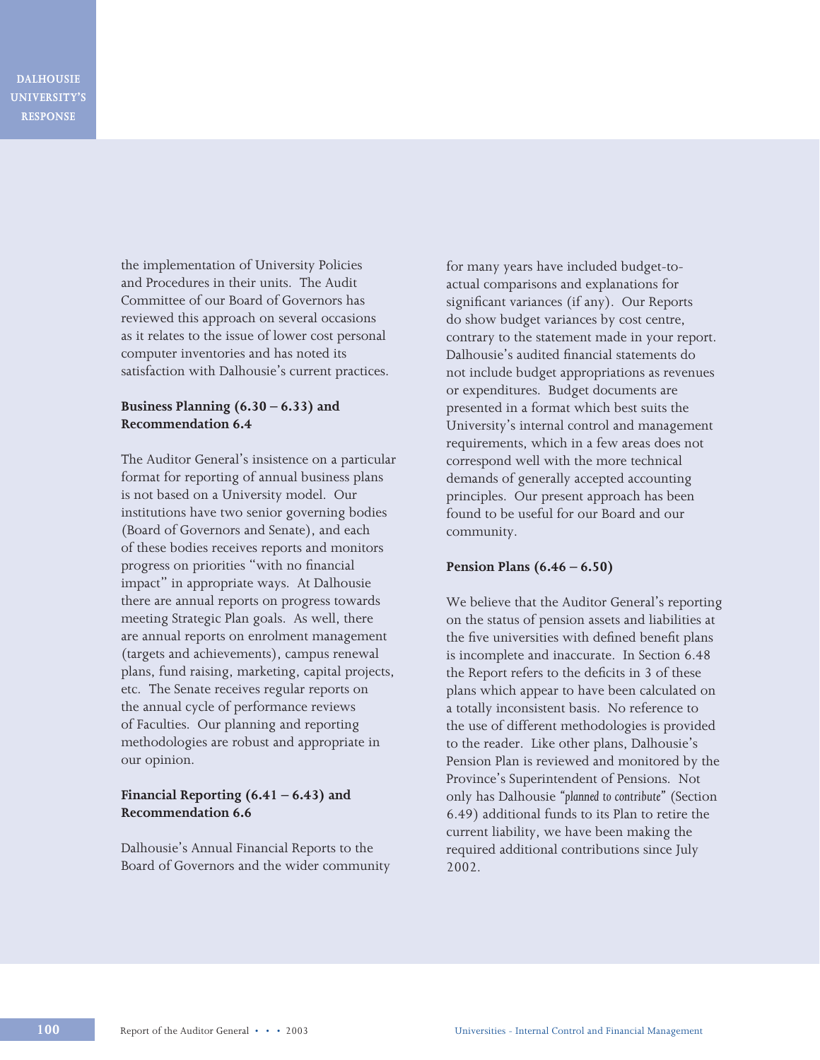the implementation of University Policies and Procedures in their units. The Audit Committee of our Board of Governors has reviewed this approach on several occasions as it relates to the issue of lower cost personal computer inventories and has noted its satisfaction with Dalhousie's current practices.

**Business Planning (6.30 – 6.33) and Recommendation 6.4**

The Auditor General's insistence on a particular format for reporting of annual business plans is not based on a University model. Our institutions have two senior governing bodies (Board of Governors and Senate), and each of these bodies receives reports and monitors progress on priorities "with no financial impact" in appropriate ways. At Dalhousie there are annual reports on progress towards meeting Strategic Plan goals. As well, there are annual reports on enrolment management (targets and achievements), campus renewal plans, fund raising, marketing, capital projects, etc. The Senate receives regular reports on the annual cycle of performance reviews of Faculties. Our planning and reporting methodologies are robust and appropriate in our opinion.

**Financial Reporting (6.41 – 6.43) and Recommendation 6.6**

Dalhousie's Annual Financial Reports to the Board of Governors and the wider community for many years have included budget-to-actual comparisons and explanations for significant variances (if any). Our Reports do show budget variances by cost centre, contrary to the statement made in your report. Dalhousie's audited financial statements do not include budget appropriations as revenues or expenditures. Budget documents are presented in a format which best suits the University's internal control and management requirements, which in a few areas does not correspond well with the more technical demands of generally accepted accounting principles. Our present approach has been found to be useful for our Board and our community.

**Pension Plans (6.46 – 6.50)**

We believe that the Auditor General's reporting on the status of pension assets and liabilities at the five universities with defined benefit plans is incomplete and inaccurate. In Section 6.48 the Report refers to the deficits in 3 of these plans which appear to have been calculated on a totally inconsistent basis. No reference to the use of different methodologies is provided to the reader. Like other plans, Dalhousie's Pension Plan is reviewed and monitored by the Province's Superintendent of Pensions. Not only has Dalhousie *"planned to contribute"* (Section 6.49) additional funds to its Plan to retire the current liability, we have been making the required additional contributions since July 2002.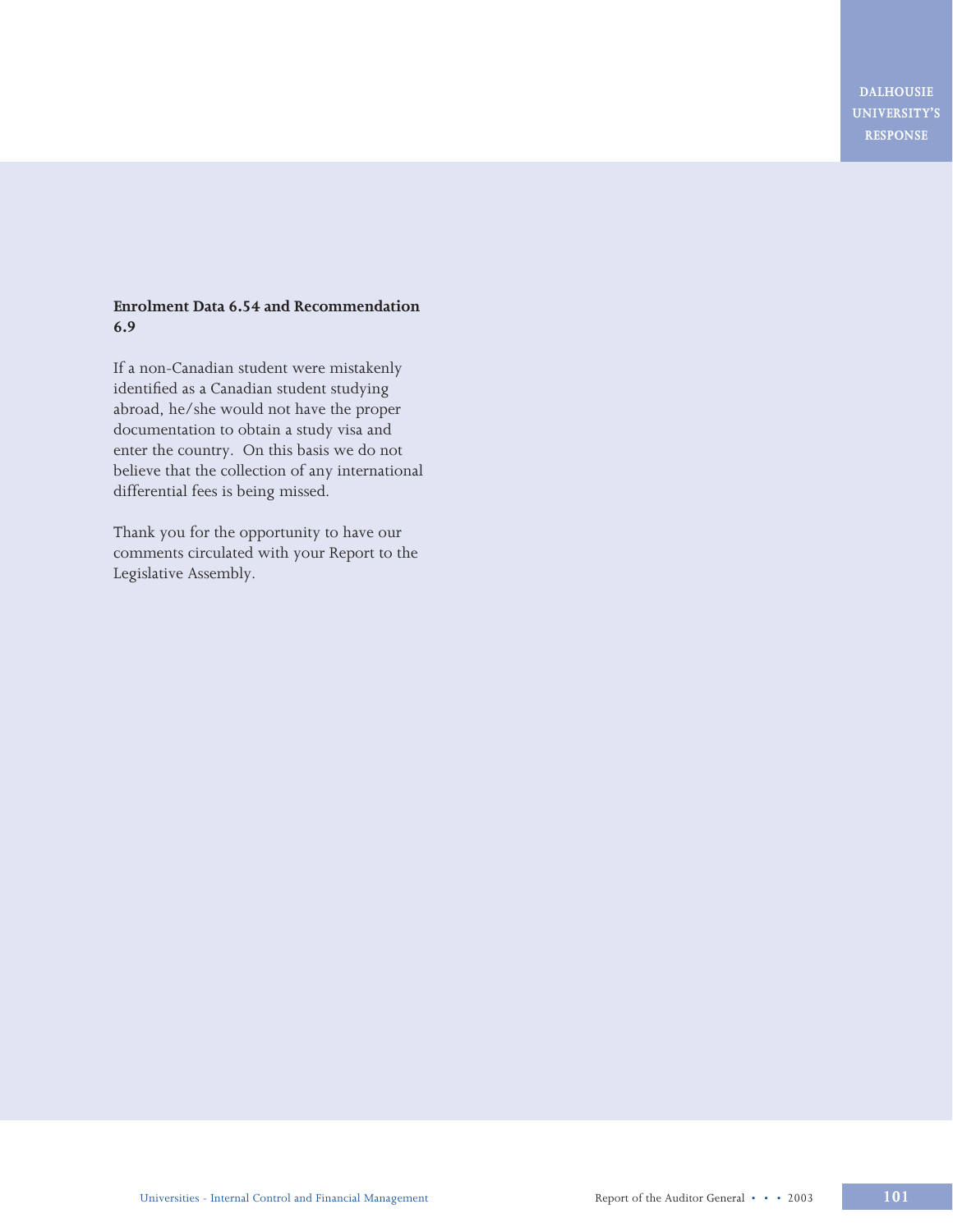**Enrolment Data 6.54 and Recommendation 6.9**

If a non-Canadian student were mistakenly identified as a Canadian student studying abroad, he/she would not have the proper documentation to obtain a study visa and enter the country. On this basis we do not believe that the collection of any international differential fees is being missed.

Thank you for the opportunity to have our comments circulated with your Report to the Legislative Assembly.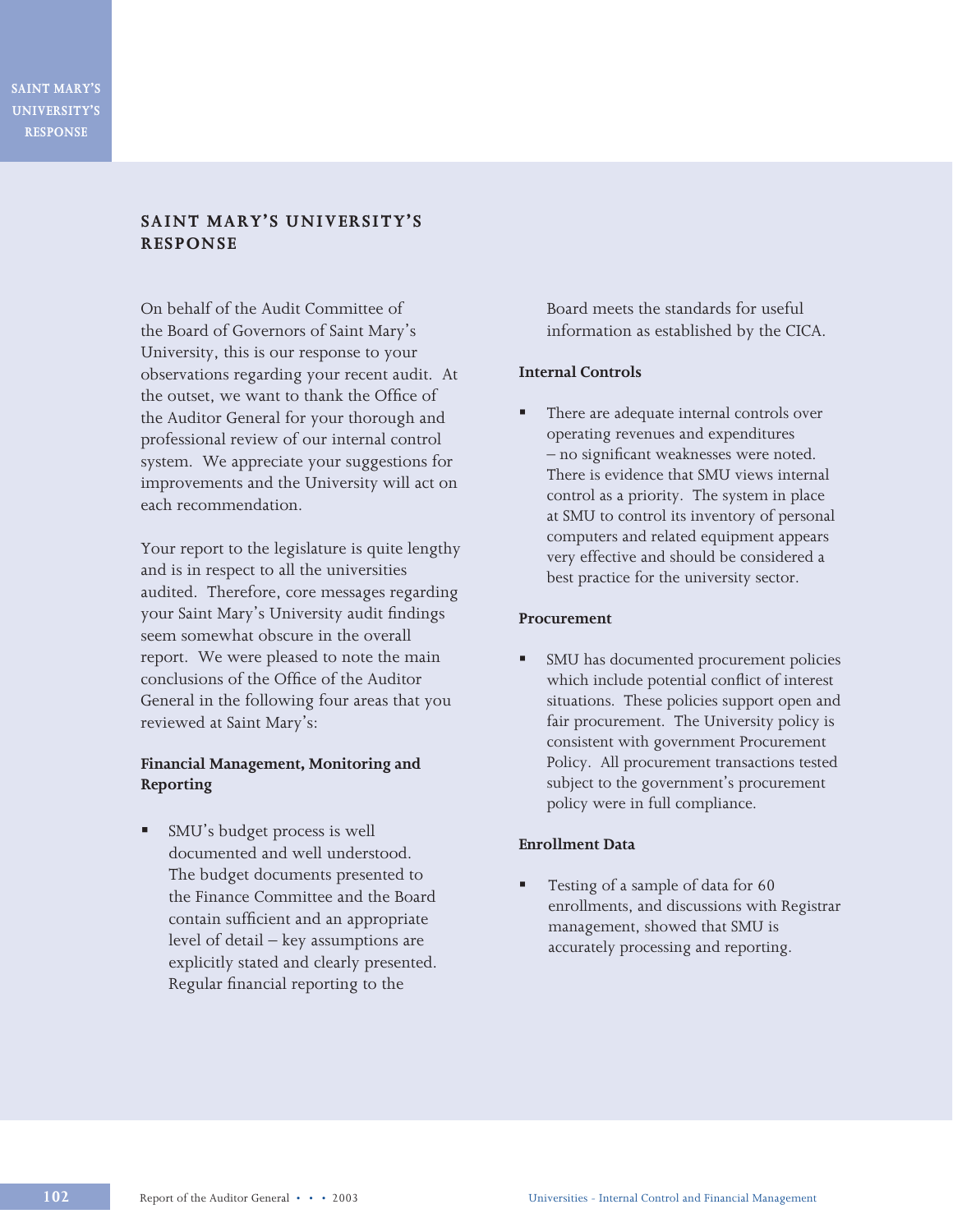## SAINT MARY'S UNIVERSITY'S RESPONSE

On behalf of the Audit Committee of the Board of Governors of Saint Mary's University, this is our response to your observations regarding your recent audit. At the outset, we want to thank the Office of the Auditor General for your thorough and professional review of our internal control system. We appreciate your suggestions for improvements and the University will act on each recommendation.

Your report to the legislature is quite lengthy and is in respect to all the universities audited. Therefore, core messages regarding your Saint Mary's University audit findings seem somewhat obscure in the overall report. We were pleased to note the main conclusions of the Office of the Auditor General in the following four areas that you reviewed at Saint Mary's:

**Financial Management, Monitoring and Reporting**

- SMU's budget process is well documented and well understood. The budget documents presented to the Finance Committee and the Board contain sufficient and an appropriate level of detail – key assumptions are explicitly stated and clearly presented. Regular financial reporting to the Board meets the standards for useful information as established by the CICA.

**Internal Controls**

- There are adequate internal controls over operating revenues and expenditures – no significant weaknesses were noted. There is evidence that SMU views internal control as a priority. The system in place at SMU to control its inventory of personal computers and related equipment appears very effective and should be considered a best practice for the university sector.

**Procurement**

- SMU has documented procurement policies which include potential conflict of interest situations. These policies support open and fair procurement. The University policy is consistent with government Procurement Policy. All procurement transactions tested subject to the government's procurement policy were in full compliance.

**Enrollment Data**

- Testing of a sample of data for 60 enrollments, and discussions with Registrar management, showed that SMU is accurately processing and reporting.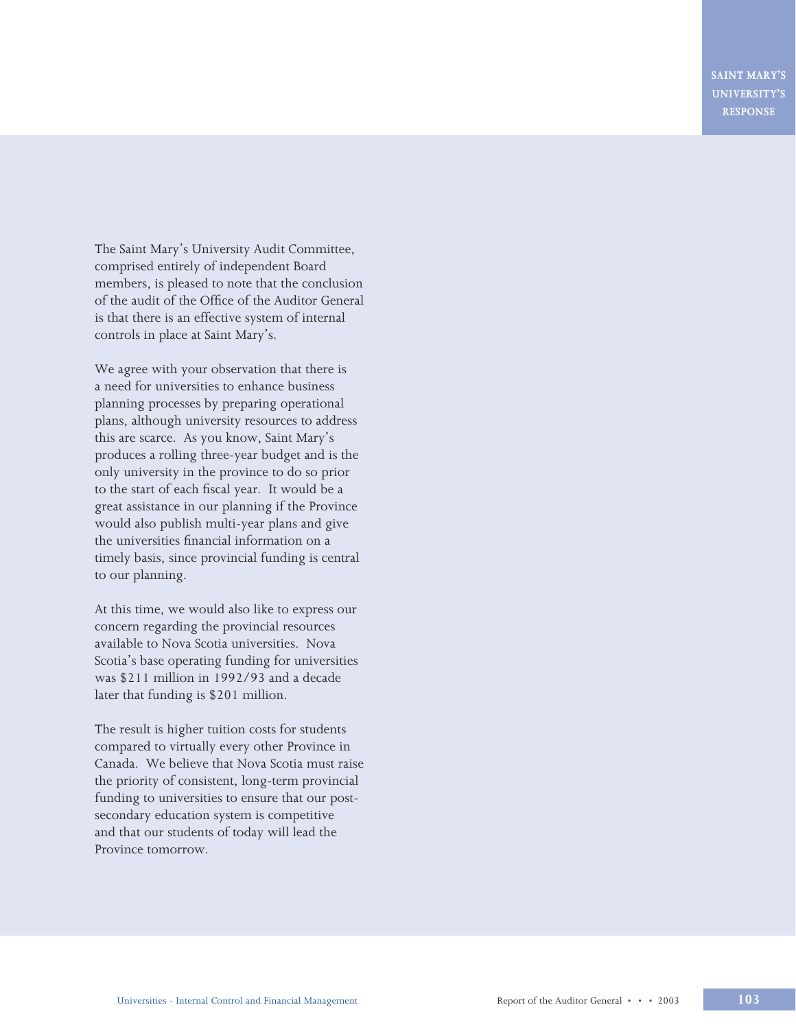# SAINT MARY'S UNIVERSITY'S RESPONSE

The Saint Mary's University Audit Committee, comprised entirely of independent Board members, is pleased to note that the conclusion of the audit of the Office of the Auditor General is that there is an effective system of internal controls in place at Saint Mary's.

We agree with your observation that there is a need for universities to enhance business planning processes by preparing operational plans, although university resources to address this are scarce. As you know, Saint Mary's produces a rolling three-year budget and is the only university in the province to do so prior to the start of each fiscal year. It would be a great assistance in our planning if the Province would also publish multi-year plans and give the universities financial information on a timely basis, since provincial funding is central to our planning.

At this time, we would also like to express our concern regarding the provincial resources available to Nova Scotia universities. Nova Scotia's base operating funding for universities was $211 million in 1992/93 and a decade later that funding is $201 million.

The result is higher tuition costs for students compared to virtually every other Province in Canada. We believe that Nova Scotia must raise the priority of consistent, long-term provincial funding to universities to ensure that our post-secondary education system is competitive and that our students of today will lead the Province tomorrow.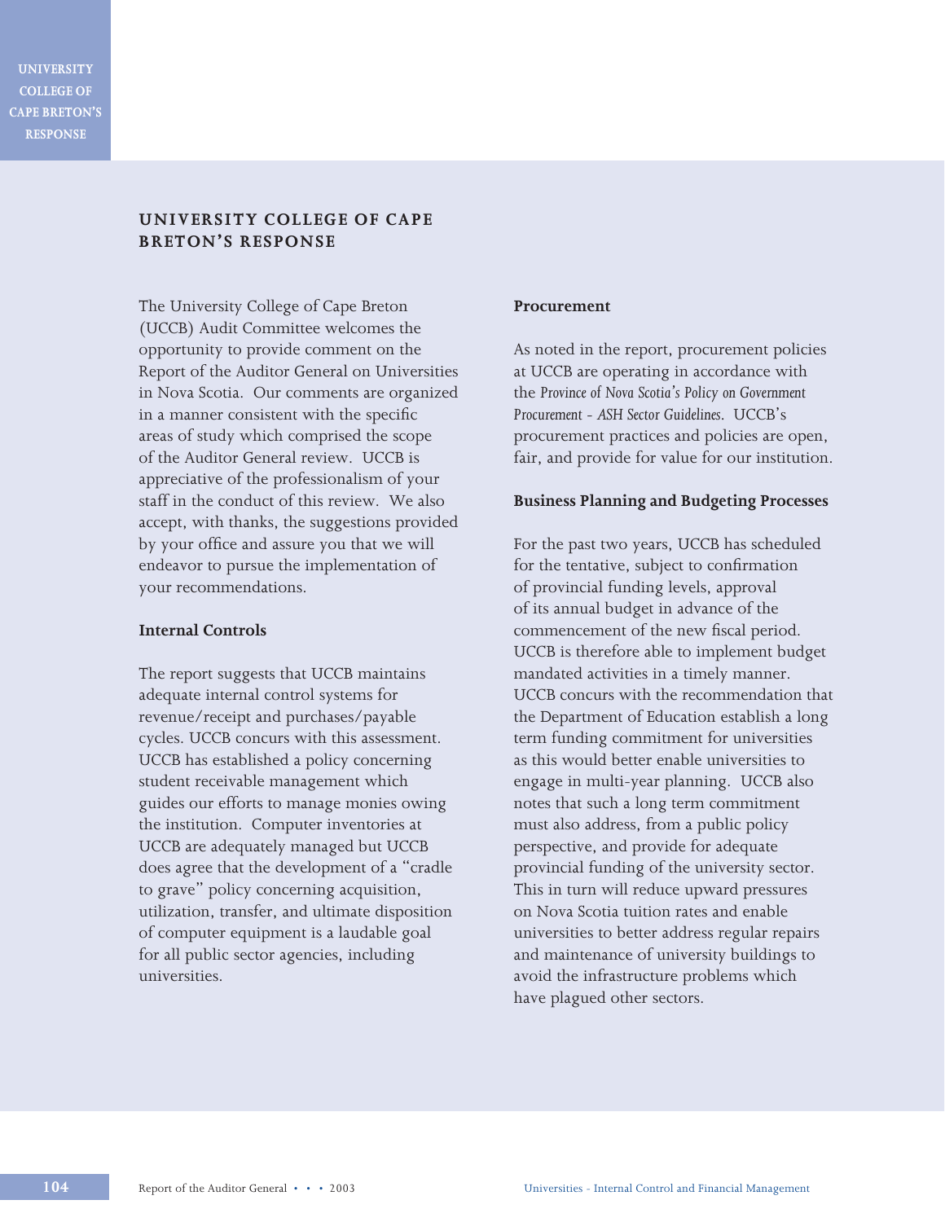## UNIVERSITY COLLEGE OF CAPE BRETON'S RESPONSE

The University College of Cape Breton (UCCB) Audit Committee welcomes the opportunity to provide comment on the Report of the Auditor General on Universities in Nova Scotia. Our comments are organized in a manner consistent with the specific areas of study which comprised the scope of the Auditor General review. UCCB is appreciative of the professionalism of your staff in the conduct of this review. We also accept, with thanks, the suggestions provided by your office and assure you that we will endeavor to pursue the implementation of your recommendations.

**Internal Controls**

The report suggests that UCCB maintains adequate internal control systems for revenue/receipt and purchases/payable cycles. UCCB concurs with this assessment. UCCB has established a policy concerning student receivable management which guides our efforts to manage monies owing the institution. Computer inventories at UCCB are adequately managed but UCCB does agree that the development of a "cradle to grave" policy concerning acquisition, utilization, transfer, and ultimate disposition of computer equipment is a laudable goal for all public sector agencies, including universities.

**Procurement**

As noted in the report, procurement policies at UCCB are operating in accordance with the *Province of Nova Scotia's Policy on Government Procurement - ASH Sector Guidelines*. UCCB's procurement practices and policies are open, fair, and provide for value for our institution.

**Business Planning and Budgeting Processes**

For the past two years, UCCB has scheduled for the tentative, subject to confirmation of provincial funding levels, approval of its annual budget in advance of the commencement of the new fiscal period. UCCB is therefore able to implement budget mandated activities in a timely manner. UCCB concurs with the recommendation that the Department of Education establish a long term funding commitment for universities as this would better enable universities to engage in multi-year planning. UCCB also notes that such a long term commitment must also address, from a public policy perspective, and provide for adequate provincial funding of the university sector. This in turn will reduce upward pressures on Nova Scotia tuition rates and enable universities to better address regular repairs and maintenance of university buildings to avoid the infrastructure problems which have plagued other sectors.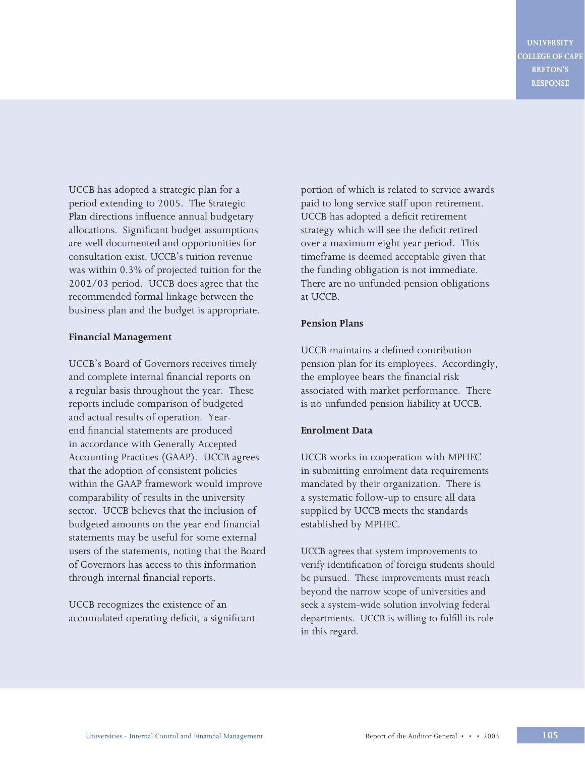UCCB has adopted a strategic plan for a period extending to 2005. The Strategic Plan directions influence annual budgetary allocations. Significant budget assumptions are well documented and opportunities for consultation exist. UCCB's tuition revenue was within 0.3% of projected tuition for the 2002/03 period. UCCB does agree that the recommended formal linkage between the business plan and the budget is appropriate.

**Financial Management**

UCCB's Board of Governors receives timely and complete internal financial reports on a regular basis throughout the year. These reports include comparison of budgeted and actual results of operation. Year-end financial statements are produced in accordance with Generally Accepted Accounting Practices (GAAP). UCCB agrees that the adoption of consistent policies within the GAAP framework would improve comparability of results in the university sector. UCCB believes that the inclusion of budgeted amounts on the year end financial statements may be useful for some external users of the statements, noting that the Board of Governors has access to this information through internal financial reports.

UCCB recognizes the existence of an accumulated operating deficit, a significant portion of which is related to service awards paid to long service staff upon retirement. UCCB has adopted a deficit retirement strategy which will see the deficit retired over a maximum eight year period. This timeframe is deemed acceptable given that the funding obligation is not immediate. There are no unfunded pension obligations at UCCB.

**Pension Plans**

UCCB maintains a defined contribution pension plan for its employees. Accordingly, the employee bears the financial risk associated with market performance. There is no unfunded pension liability at UCCB.

**Enrolment Data**

UCCB works in cooperation with MPHEC in submitting enrolment data requirements mandated by their organization. There is a systematic follow-up to ensure all data supplied by UCCB meets the standards established by MPHEC.

UCCB agrees that system improvements to verify identification of foreign students should be pursued. These improvements must reach beyond the narrow scope of universities and seek a system-wide solution involving federal departments. UCCB is willing to fulfill its role in this regard.